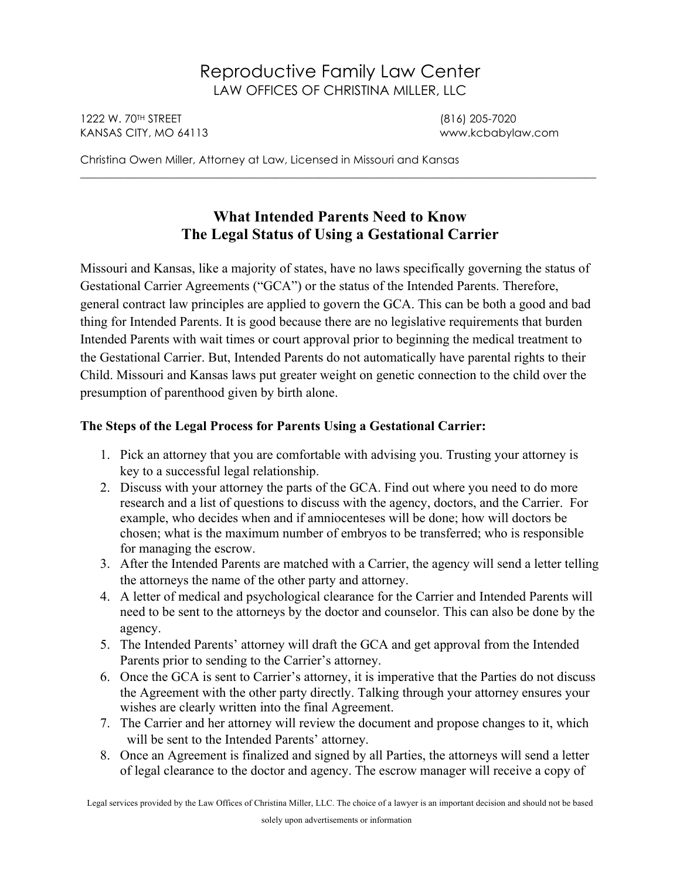# Reproductive Family Law Center

LAW OFFICES OF CHRISTINA MILLER, LLC

1222 W. 70TH STREET
KANSAS CITY, MO 64113

(816) 205-7020
www.kcbabylaw.com

Christina Owen Miller, Attorney at Law, Licensed in Missouri and Kansas

---

## What Intended Parents Need to Know
## The Legal Status of Using a Gestational Carrier

Missouri and Kansas, like a majority of states, have no laws specifically governing the status of Gestational Carrier Agreements ("GCA") or the status of the Intended Parents. Therefore, general contract law principles are applied to govern the GCA. This can be both a good and bad thing for Intended Parents. It is good because there are no legislative requirements that burden Intended Parents with wait times or court approval prior to beginning the medical treatment to the Gestational Carrier. But, Intended Parents do not automatically have parental rights to their Child. Missouri and Kansas laws put greater weight on genetic connection to the child over the presumption of parenthood given by birth alone.

**The Steps of the Legal Process for Parents Using a Gestational Carrier:**

1. Pick an attorney that you are comfortable with advising you. Trusting your attorney is key to a successful legal relationship.
2. Discuss with your attorney the parts of the GCA. Find out where you need to do more research and a list of questions to discuss with the agency, doctors, and the Carrier. For example, who decides when and if amniocenteses will be done; how will doctors be chosen; what is the maximum number of embryos to be transferred; who is responsible for managing the escrow.
3. After the Intended Parents are matched with a Carrier, the agency will send a letter telling the attorneys the name of the other party and attorney.
4. A letter of medical and psychological clearance for the Carrier and Intended Parents will need to be sent to the attorneys by the doctor and counselor. This can also be done by the agency.
5. The Intended Parents' attorney will draft the GCA and get approval from the Intended Parents prior to sending to the Carrier's attorney.
6. Once the GCA is sent to Carrier's attorney, it is imperative that the Parties do not discuss the Agreement with the other party directly. Talking through your attorney ensures your wishes are clearly written into the final Agreement.
7. The Carrier and her attorney will review the document and propose changes to it, which will be sent to the Intended Parents' attorney.
8. Once an Agreement is finalized and signed by all Parties, the attorneys will send a letter of legal clearance to the doctor and agency. The escrow manager will receive a copy of

Legal services provided by the Law Offices of Christina Miller, LLC. The choice of a lawyer is an important decision and should not be based solely upon advertisements or information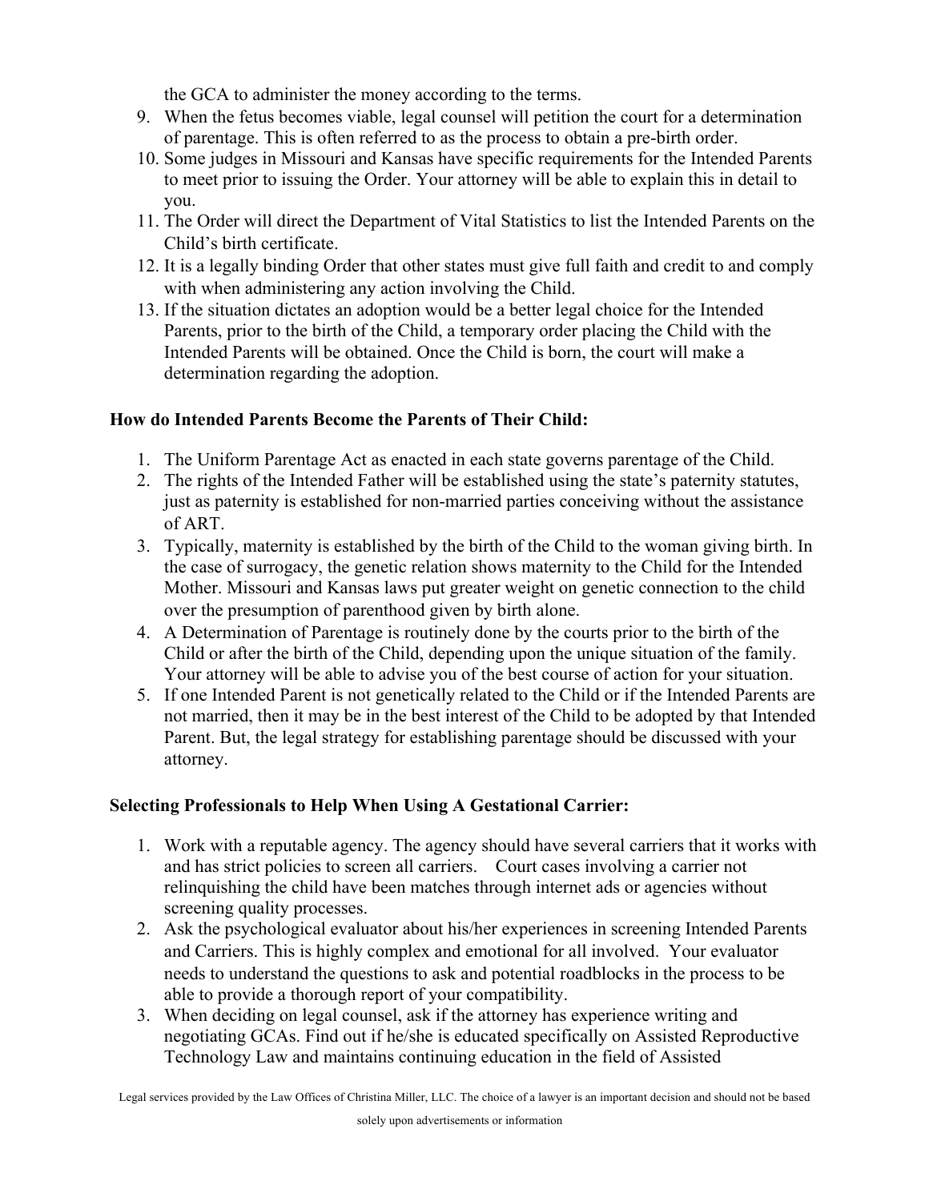the GCA to administer the money according to the terms.

9. When the fetus becomes viable, legal counsel will petition the court for a determination of parentage. This is often referred to as the process to obtain a pre-birth order.
10. Some judges in Missouri and Kansas have specific requirements for the Intended Parents to meet prior to issuing the Order. Your attorney will be able to explain this in detail to you.
11. The Order will direct the Department of Vital Statistics to list the Intended Parents on the Child's birth certificate.
12. It is a legally binding Order that other states must give full faith and credit to and comply with when administering any action involving the Child.
13. If the situation dictates an adoption would be a better legal choice for the Intended Parents, prior to the birth of the Child, a temporary order placing the Child with the Intended Parents will be obtained. Once the Child is born, the court will make a determination regarding the adoption.

**How do Intended Parents Become the Parents of Their Child:**

1. The Uniform Parentage Act as enacted in each state governs parentage of the Child.
2. The rights of the Intended Father will be established using the state's paternity statutes, just as paternity is established for non-married parties conceiving without the assistance of ART.
3. Typically, maternity is established by the birth of the Child to the woman giving birth. In the case of surrogacy, the genetic relation shows maternity to the Child for the Intended Mother. Missouri and Kansas laws put greater weight on genetic connection to the child over the presumption of parenthood given by birth alone.
4. A Determination of Parentage is routinely done by the courts prior to the birth of the Child or after the birth of the Child, depending upon the unique situation of the family. Your attorney will be able to advise you of the best course of action for your situation.
5. If one Intended Parent is not genetically related to the Child or if the Intended Parents are not married, then it may be in the best interest of the Child to be adopted by that Intended Parent. But, the legal strategy for establishing parentage should be discussed with your attorney.

**Selecting Professionals to Help When Using A Gestational Carrier:**

1. Work with a reputable agency. The agency should have several carriers that it works with and has strict policies to screen all carriers. Court cases involving a carrier not relinquishing the child have been matches through internet ads or agencies without screening quality processes.
2. Ask the psychological evaluator about his/her experiences in screening Intended Parents and Carriers. This is highly complex and emotional for all involved. Your evaluator needs to understand the questions to ask and potential roadblocks in the process to be able to provide a thorough report of your compatibility.
3. When deciding on legal counsel, ask if the attorney has experience writing and negotiating GCAs. Find out if he/she is educated specifically on Assisted Reproductive Technology Law and maintains continuing education in the field of Assisted

Legal services provided by the Law Offices of Christina Miller, LLC. The choice of a lawyer is an important decision and should not be based solely upon advertisements or information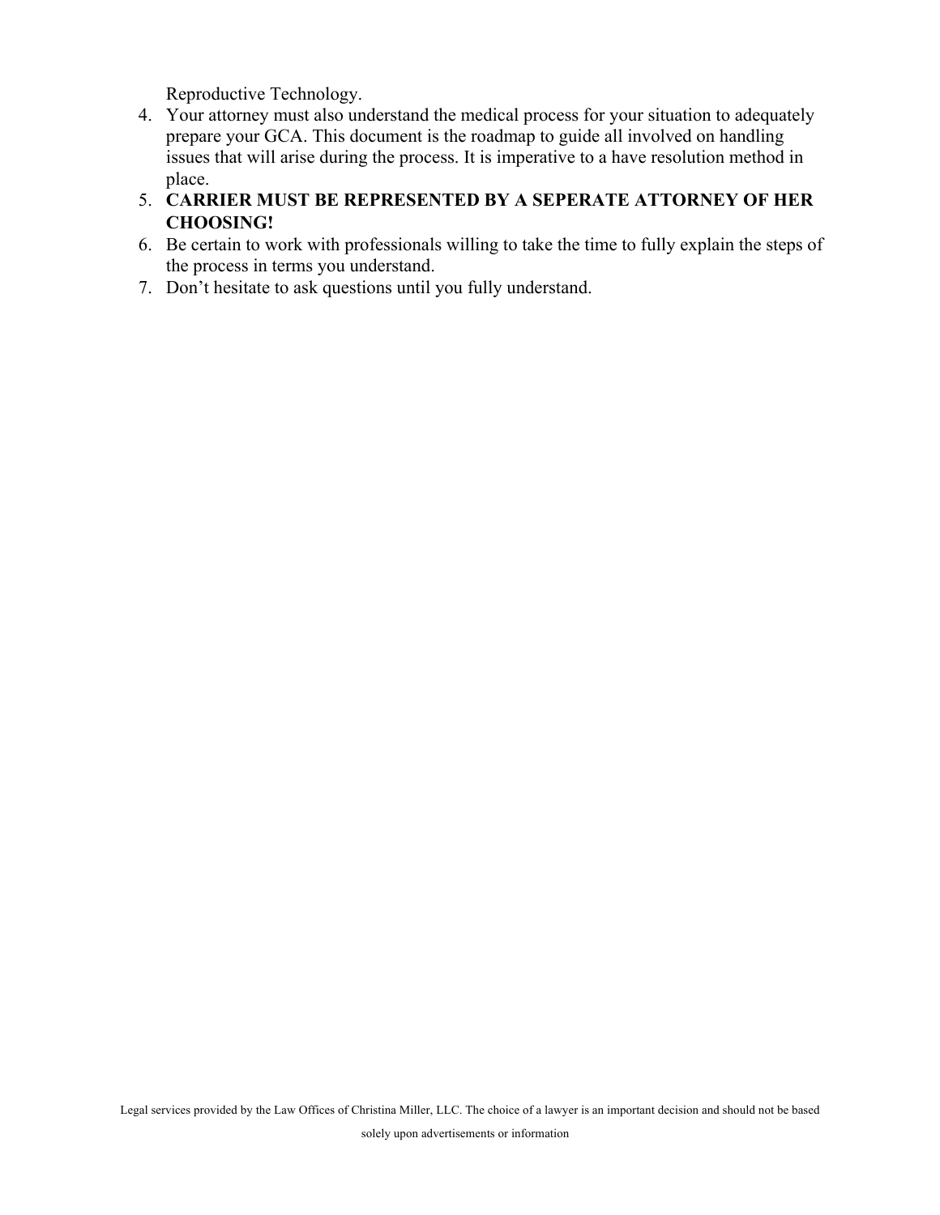Reproductive Technology.

4. Your attorney must also understand the medical process for your situation to adequately prepare your GCA. This document is the roadmap to guide all involved on handling issues that will arise during the process. It is imperative to a have resolution method in place.
5. **CARRIER MUST BE REPRESENTED BY A SEPERATE ATTORNEY OF HER CHOOSING!**
6. Be certain to work with professionals willing to take the time to fully explain the steps of the process in terms you understand.
7. Don't hesitate to ask questions until you fully understand.

Legal services provided by the Law Offices of Christina Miller, LLC. The choice of a lawyer is an important decision and should not be based solely upon advertisements or information